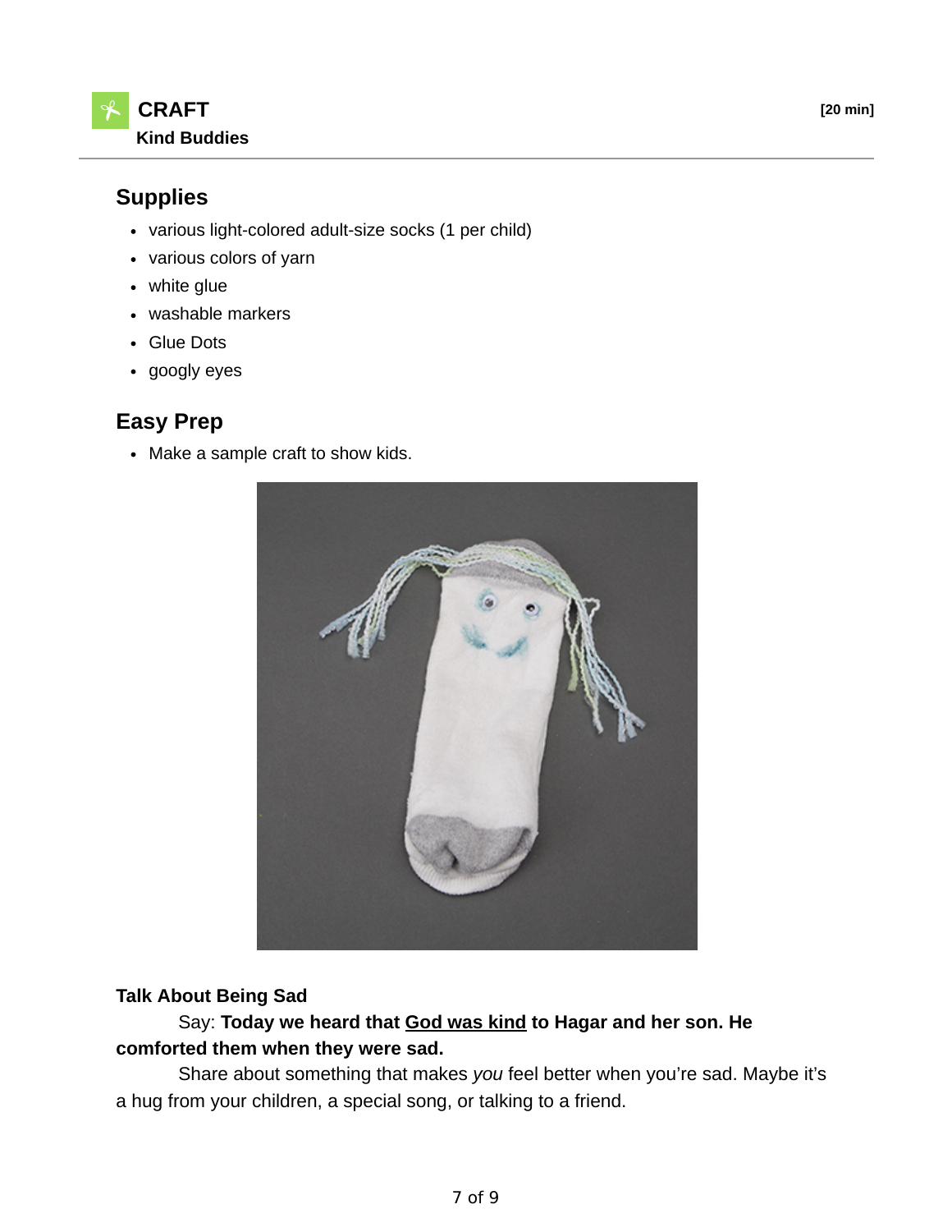## CRAFT

**Kind Buddies**

**[20 min]**

### Supplies

- various light-colored adult-size socks (1 per child)
- various colors of yarn
- white glue
- washable markers
- Glue Dots
- googly eyes

### Easy Prep

- Make a sample craft to show kids.

**Talk About Being Sad**

Say: **Today we heard that <u>God was kind</u> to Hagar and her son. He comforted them when they were sad.**

Share about something that makes *you* feel better when you're sad. Maybe it's a hug from your children, a special song, or talking to a friend.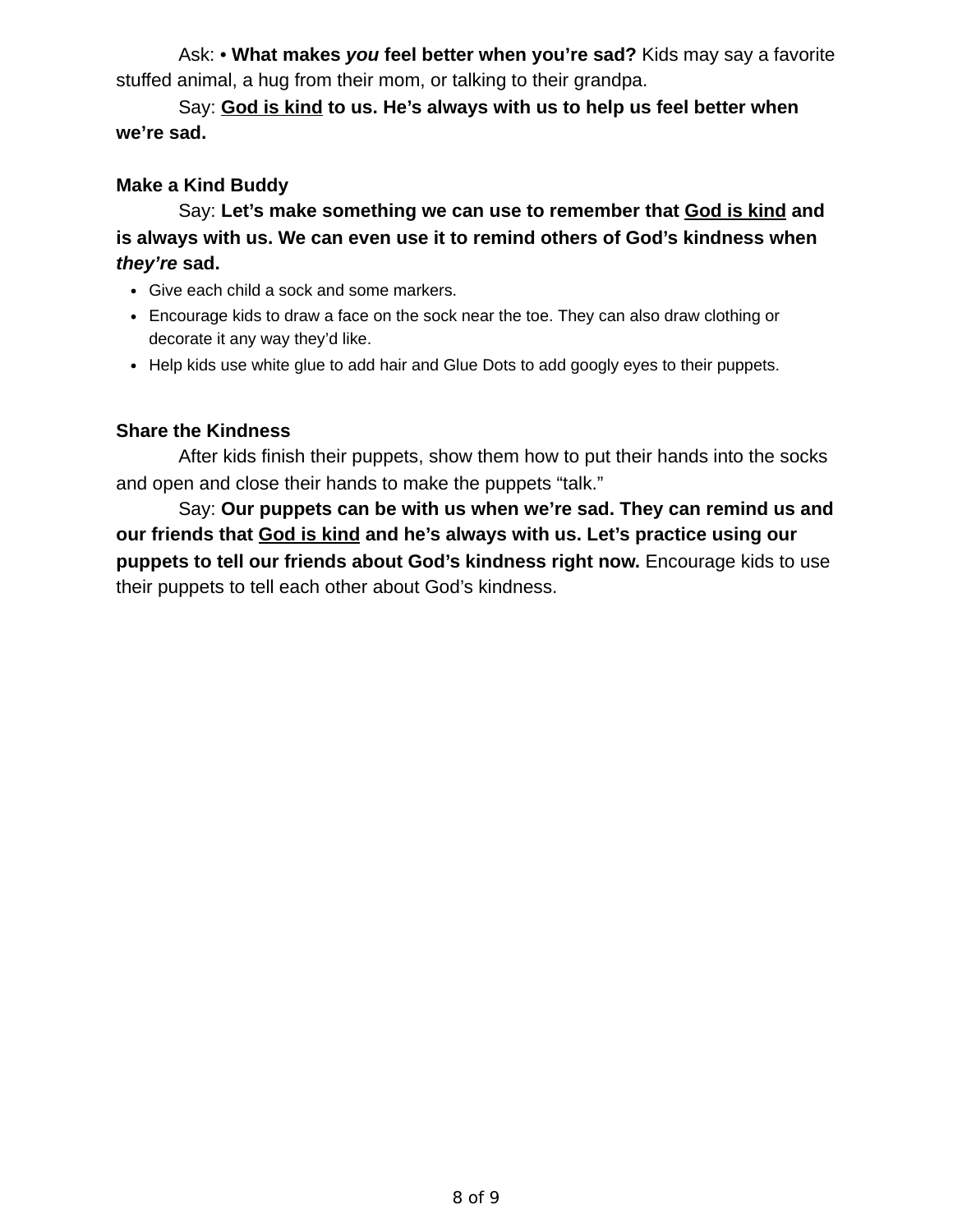Ask: • **What makes *you* feel better when you're sad?** Kids may say a favorite stuffed animal, a hug from their mom, or talking to their grandpa.

Say: **<u>God is kind</u> to us. He's always with us to help us feel better when we're sad.**

**Make a Kind Buddy**

Say: **Let's make something we can use to remember that <u>God is kind</u> and is always with us. We can even use it to remind others of God's kindness when *they're* sad.**

- Give each child a sock and some markers.
- Encourage kids to draw a face on the sock near the toe. They can also draw clothing or decorate it any way they'd like.
- Help kids use white glue to add hair and Glue Dots to add googly eyes to their puppets.

**Share the Kindness**

After kids finish their puppets, show them how to put their hands into the socks and open and close their hands to make the puppets "talk."

Say: **Our puppets can be with us when we're sad. They can remind us and our friends that <u>God is kind</u> and he's always with us. Let's practice using our puppets to tell our friends about God's kindness right now.** Encourage kids to use their puppets to tell each other about God's kindness.